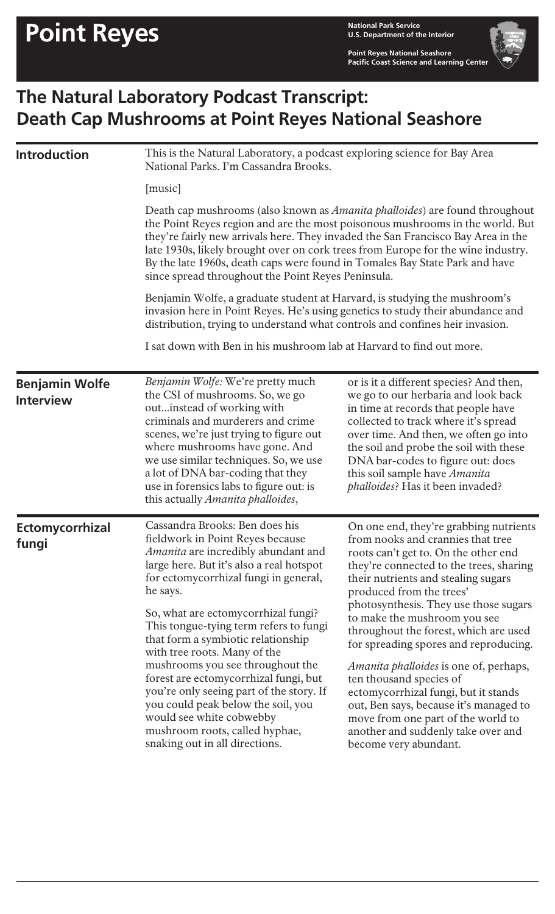# Point Reyes

National Park Service
U.S. Department of the Interior

Point Reyes National Seashore
Pacific Coast Science and Learning Center

## The Natural Laboratory Podcast Transcript: Death Cap Mushrooms at Point Reyes National Seashore

### Introduction

This is the Natural Laboratory, a podcast exploring science for Bay Area National Parks. I'm Cassandra Brooks.

[music]

Death cap mushrooms (also known as *Amanita phalloides*) are found throughout the Point Reyes region and are the most poisonous mushrooms in the world. But they're fairly new arrivals here. They invaded the San Francisco Bay Area in the late 1930s, likely brought over on cork trees from Europe for the wine industry. By the late 1960s, death caps were found in Tomales Bay State Park and have since spread throughout the Point Reyes Peninsula.

Benjamin Wolfe, a graduate student at Harvard, is studying the mushroom's invasion here in Point Reyes. He's using genetics to study their abundance and distribution, trying to understand what controls and confines heir invasion.

I sat down with Ben in his mushroom lab at Harvard to find out more.

### Benjamin Wolfe Interview

*Benjamin Wolfe:* We're pretty much the CSI of mushrooms. So, we go out...instead of working with criminals and murderers and crime scenes, we're just trying to figure out where mushrooms have gone. And we use similar techniques. So, we use a lot of DNA bar-coding that they use in forensics labs to figure out: is this actually *Amanita phalloides*, or is it a different species? And then, we go to our herbaria and look back in time at records that people have collected to track where it's spread over time. And then, we often go into the soil and probe the soil with these DNA bar-codes to figure out: does this soil sample have *Amanita phalloides*? Has it been invaded?

### Ectomycorrhizal fungi

Cassandra Brooks: Ben does his fieldwork in Point Reyes because *Amanita* are incredibly abundant and large here. But it's also a real hotspot for ectomycorrhizal fungi in general, he says.

So, what are ectomycorrhizal fungi? This tongue-tying term refers to fungi that form a symbiotic relationship with tree roots. Many of the mushrooms you see throughout the forest are ectomycorrhizal fungi, but you're only seeing part of the story. If you could peak below the soil, you would see white cobwebby mushroom roots, called hyphae, snaking out in all directions.

On one end, they're grabbing nutrients from nooks and crannies that tree roots can't get to. On the other end they're connected to the trees, sharing their nutrients and stealing sugars produced from the trees' photosynthesis. They use those sugars to make the mushroom you see throughout the forest, which are used for spreading spores and reproducing.

*Amanita phalloides* is one of, perhaps, ten thousand species of ectomycorrhizal fungi, but it stands out, Ben says, because it's managed to move from one part of the world to another and suddenly take over and become very abundant.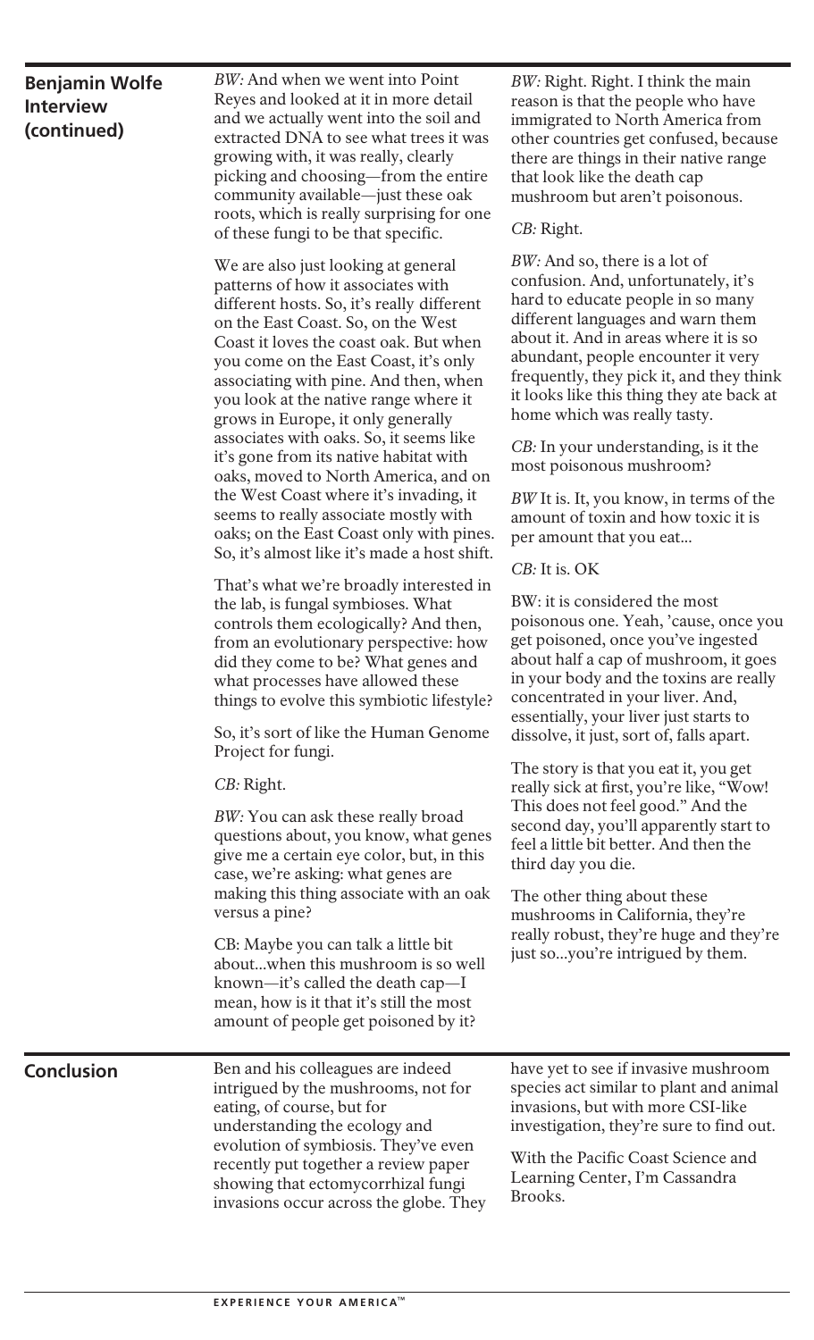## Benjamin Wolfe Interview (continued)

*BW:* And when we went into Point Reyes and looked at it in more detail and we actually went into the soil and extracted DNA to see what trees it was growing with, it was really, clearly picking and choosing—from the entire community available—just these oak roots, which is really surprising for one of these fungi to be that specific.

We are also just looking at general patterns of how it associates with different hosts. So, it's really different on the East Coast. So, on the West Coast it loves the coast oak. But when you come on the East Coast, it's only associating with pine. And then, when you look at the native range where it grows in Europe, it only generally associates with oaks. So, it seems like it's gone from its native habitat with oaks, moved to North America, and on the West Coast where it's invading, it seems to really associate mostly with oaks; on the East Coast only with pines. So, it's almost like it's made a host shift.

That's what we're broadly interested in in the lab, is fungal symbioses. What controls them ecologically? And then, from an evolutionary perspective: how did they come to be? What genes and what processes have allowed these things to evolve this symbiotic lifestyle?

So, it's sort of like the Human Genome Project for fungi.

*CB:* Right.

*BW:* You can ask these really broad questions about, you know, what genes give me a certain eye color, but, in this case, we're asking: what genes are making this thing associate with an oak versus a pine?

CB: Maybe you can talk a little bit about...when this mushroom is so well known—it's called the death cap—I mean, how is it that it's still the most amount of people get poisoned by it?

*BW:* Right. Right. I think the main reason is that the people who have immigrated to North America from other countries get confused, because there are things in their native range that look like the death cap mushroom but aren't poisonous.

*CB:* Right.

*BW:* And so, there is a lot of confusion. And, unfortunately, it's hard to educate people in so many different languages and warn them about it. And in areas where it is so abundant, people encounter it very frequently, they pick it, and they think it looks like this thing they ate back at home which was really tasty.

*CB:* In your understanding, is it the most poisonous mushroom?

*BW* It is. It, you know, in terms of the amount of toxin and how toxic it is per amount that you eat...

*CB:* It is. OK

BW: it is considered the most poisonous one. Yeah, 'cause, once you get poisoned, once you've ingested about half a cap of mushroom, it goes in your body and the toxins are really concentrated in your liver. And, essentially, your liver just starts to dissolve, it just, sort of, falls apart.

The story is that you eat it, you get really sick at first, you're like, "Wow! This does not feel good." And the second day, you'll apparently start to feel a little bit better. And then the third day you die.

The other thing about these mushrooms in California, they're really robust, they're huge and they're just so...you're intrigued by them.

## Conclusion

Ben and his colleagues are indeed intrigued by the mushrooms, not for eating, of course, but for understanding the ecology and evolution of symbiosis. They've even recently put together a review paper showing that ectomycorrhizal fungi invasions occur across the globe. They have yet to see if invasive mushroom species act similar to plant and animal invasions, but with more CSI-like investigation, they're sure to find out.

With the Pacific Coast Science and Learning Center, I'm Cassandra Brooks.